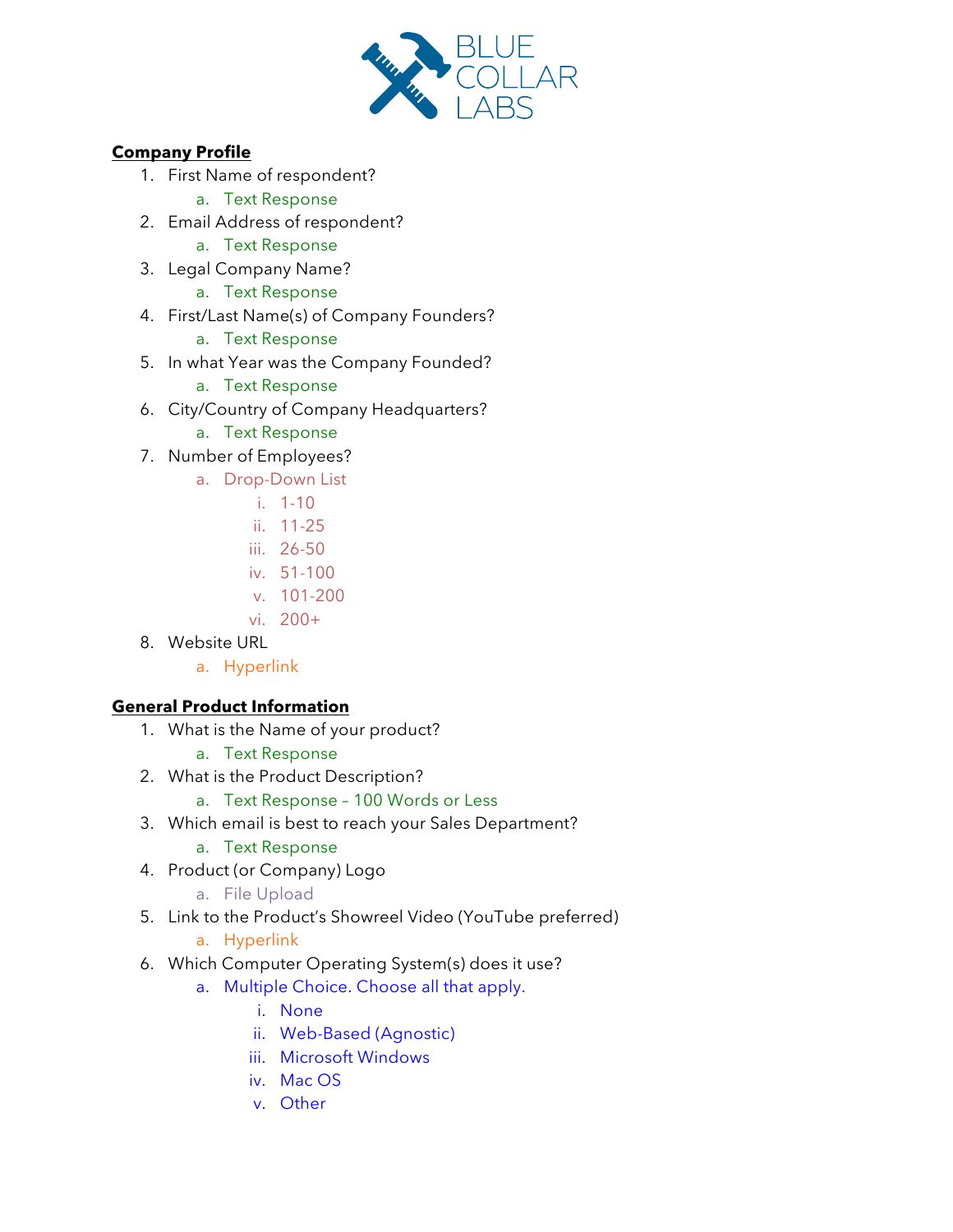BLUE COLLAR LABS

**Company Profile**

1. First Name of respondent?
    a. Text Response
2. Email Address of respondent?
    a. Text Response
3. Legal Company Name?
    a. Text Response
4. First/Last Name(s) of Company Founders?
    a. Text Response
5. In what Year was the Company Founded?
    a. Text Response
6. City/Country of Company Headquarters?
    a. Text Response
7. Number of Employees?
    a. Drop-Down List
        i. 1-10
        ii. 11-25
        iii. 26-50
        iv. 51-100
        v. 101-200
        vi. 200+
8. Website URL
    a. Hyperlink

**General Product Information**

1. What is the Name of your product?
    a. Text Response
2. What is the Product Description?
    a. Text Response – 100 Words or Less
3. Which email is best to reach your Sales Department?
    a. Text Response
4. Product (or Company) Logo
    a. File Upload
5. Link to the Product's Showreel Video (YouTube preferred)
    a. Hyperlink
6. Which Computer Operating System(s) does it use?
    a. Multiple Choice. Choose all that apply.
        i. None
        ii. Web-Based (Agnostic)
        iii. Microsoft Windows
        iv. Mac OS
        v. Other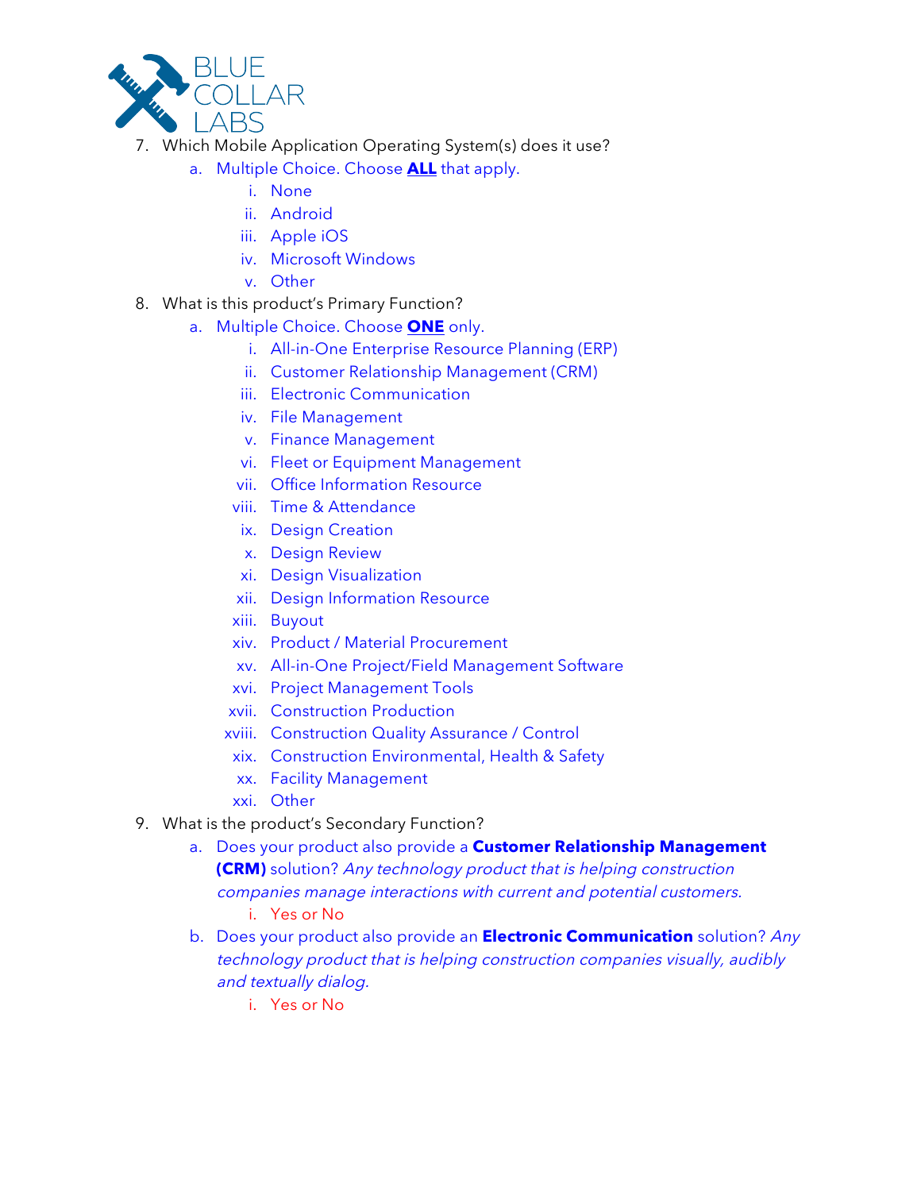7. Which Mobile Application Operating System(s) does it use?
   a. Multiple Choice. Choose **ALL** that apply.
      i. None
      ii. Android
      iii. Apple iOS
      iv. Microsoft Windows
      v. Other
8. What is this product's Primary Function?
   a. Multiple Choice. Choose **ONE** only.
      i. All-in-One Enterprise Resource Planning (ERP)
      ii. Customer Relationship Management (CRM)
      iii. Electronic Communication
      iv. File Management
      v. Finance Management
      vi. Fleet or Equipment Management
      vii. Office Information Resource
      viii. Time & Attendance
      ix. Design Creation
      x. Design Review
      xi. Design Visualization
      xii. Design Information Resource
      xiii. Buyout
      xiv. Product / Material Procurement
      xv. All-in-One Project/Field Management Software
      xvi. Project Management Tools
      xvii. Construction Production
      xviii. Construction Quality Assurance / Control
      xix. Construction Environmental, Health & Safety
      xx. Facility Management
      xxi. Other
9. What is the product's Secondary Function?
   a. Does your product also provide a **Customer Relationship Management (CRM)** solution? *Any technology product that is helping construction companies manage interactions with current and potential customers.*
      i. Yes or No
   b. Does your product also provide an **Electronic Communication** solution? *Any technology product that is helping construction companies visually, audibly and textually dialog.*
      i. Yes or No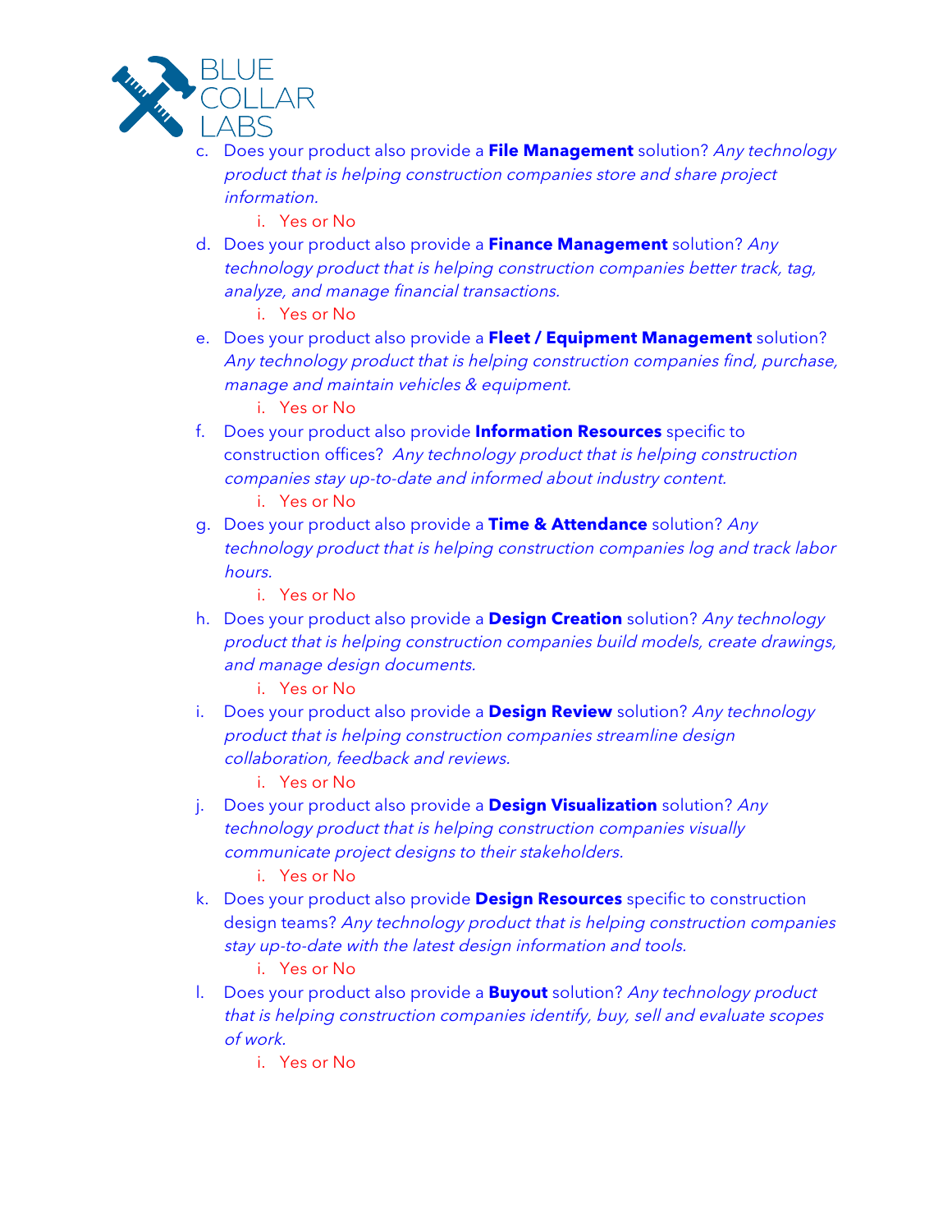c. Does your product also provide a **File Management** solution? *Any technology product that is helping construction companies store and share project information.*
    i. Yes or No
d. Does your product also provide a **Finance Management** solution? *Any technology product that is helping construction companies better track, tag, analyze, and manage financial transactions.*
    i. Yes or No
e. Does your product also provide a **Fleet / Equipment Management** solution? *Any technology product that is helping construction companies find, purchase, manage and maintain vehicles & equipment.*
    i. Yes or No
f. Does your product also provide **Information Resources** specific to construction offices? *Any technology product that is helping construction companies stay up-to-date and informed about industry content.*
    i. Yes or No
g. Does your product also provide a **Time & Attendance** solution? *Any technology product that is helping construction companies log and track labor hours.*
    i. Yes or No
h. Does your product also provide a **Design Creation** solution? *Any technology product that is helping construction companies build models, create drawings, and manage design documents.*
    i. Yes or No
i. Does your product also provide a **Design Review** solution? *Any technology product that is helping construction companies streamline design collaboration, feedback and reviews.*
    i. Yes or No
j. Does your product also provide a **Design Visualization** solution? *Any technology product that is helping construction companies visually communicate project designs to their stakeholders.*
    i. Yes or No
k. Does your product also provide **Design Resources** specific to construction design teams? *Any technology product that is helping construction companies stay up-to-date with the latest design information and tools.*
    i. Yes or No
l. Does your product also provide a **Buyout** solution? *Any technology product that is helping construction companies identify, buy, sell and evaluate scopes of work.*
    i. Yes or No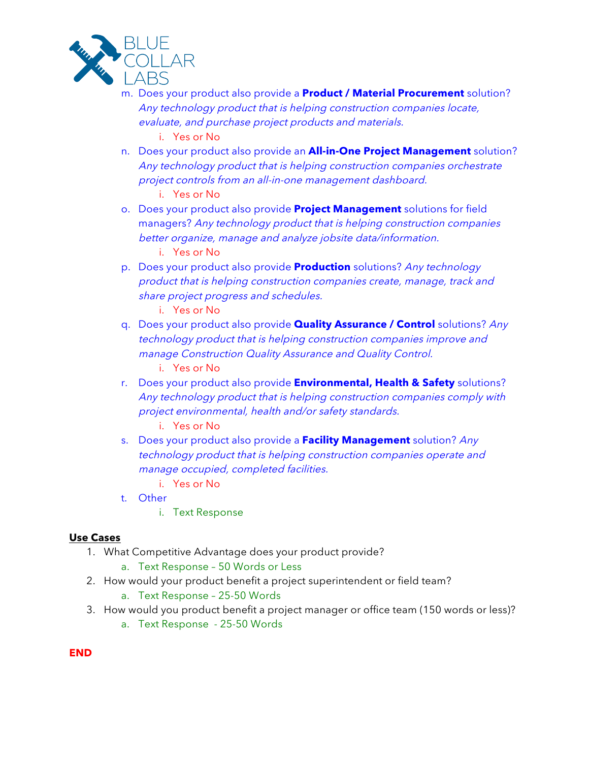m. Does your product also provide a **Product / Material Procurement** solution? *Any technology product that is helping construction companies locate, evaluate, and purchase project products and materials.*
   i. Yes or No

n. Does your product also provide an **All-in-One Project Management** solution? *Any technology product that is helping construction companies orchestrate project controls from an all-in-one management dashboard.*
   i. Yes or No

o. Does your product also provide **Project Management** solutions for field managers? *Any technology product that is helping construction companies better organize, manage and analyze jobsite data/information.*
   i. Yes or No

p. Does your product also provide **Production** solutions? *Any technology product that is helping construction companies create, manage, track and share project progress and schedules.*
   i. Yes or No

q. Does your product also provide **Quality Assurance / Control** solutions? *Any technology product that is helping construction companies improve and manage Construction Quality Assurance and Quality Control.*
   i. Yes or No

r. Does your product also provide **Environmental, Health & Safety** solutions? *Any technology product that is helping construction companies comply with project environmental, health and/or safety standards.*
   i. Yes or No

s. Does your product also provide a **Facility Management** solution? *Any technology product that is helping construction companies operate and manage occupied, completed facilities.*
   i. Yes or No

t. Other
   i. Text Response

**Use Cases**

1. What Competitive Advantage does your product provide?
   a. Text Response – 50 Words or Less
2. How would your product benefit a project superintendent or field team?
   a. Text Response – 25-50 Words
3. How would you product benefit a project manager or office team (150 words or less)?
   a. Text Response - 25-50 Words

**END**